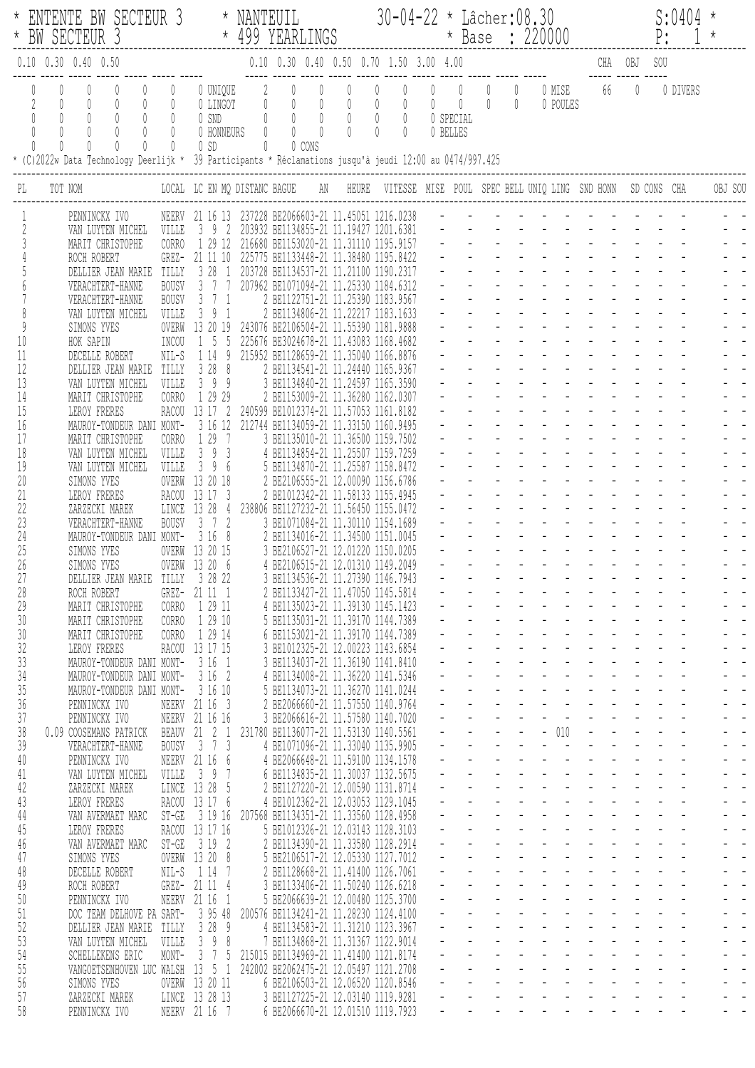\* ENTENTE BW SECTEUR 3 \* NANTEUIL 30-04-22 \* Lâcher:08.30 S:0404 \*
\* BW SECTEUR 3 \* 499 YEARLINGS \* Base : 220000 P: 1 \*

| 0.10 | 0.30 | 0.40 | 0.50 | | | | | 0.10 | 0.30 | 0.40 | 0.50 | 0.70 | 1.50 | 3.00 | 4.00 | | | | CHA | OBJ | SOU | |
|---|---|---|---|---|---|---|---|---|---|---|---|---|---|---|---|---|---|---|---|---|---|---|
| 0 | 0 | 0 | 0 | 0 | 0 | 0 UNIQUE | | 2 | 0 | 0 | 0 | 0 | 0 | 0 | 0 | 0 | 0 | 0 MISE | 66 | 0 | 0 DIVERS | |
| 2 | 0 | 0 | 0 | 0 | 0 | 0 LINGOT | | 0 | 0 | 0 | 0 | 0 | 0 | 0 | 0 | 0 | 0 | 0 POULES | | | | |
| 0 | 0 | 0 | 0 | 0 | 0 | 0 SND | | 0 | 0 | 0 | 0 | 0 | 0 | 0 SPECIAL | | | | | | | | |
| 0 | 0 | 0 | 0 | 0 | 0 | 0 HONNEURS | | 0 | 0 | 0 | 0 | 0 | 0 | 0 BELLES | | | | | | | | |
| 0 | 0 | 0 | 0 | 0 | 0 | 0 SD | | 0 | 0 CONS | | | | | | | | | | | | | |

\* (C)2022w Data Technology Deerlijk \* 39 Participants \* Réclamations jusqu'à jeudi 12:00 au 0474/997.425

| PL | TOT | NOM | LOCAL | LC | EN | MQ | DISTANC | BAGUE | AN | HEURE | VITESSE | MISE | POUL | SPEC | BELL | UNIQ | LING | SND | HONN | SD | CONS | CHA | OBJ | SOU |
|---|---|---|---|---|---|---|---|---|---|---|---|---|---|---|---|---|---|---|---|---|---|---|---|---|
| 1 | | PENNINCKX IVO | NEERV | 21 | 16 | 13 | 237228 | BE2066603 | -21 | 11.45051 | 1216.0238 | - | - | - | - | - | - | - | - | - | - | - | - | - |
| 2 | | VAN LUYTEN MICHEL | VILLE | 3 | 9 | 2 | 203932 | BE1134855 | -21 | 11.19427 | 1201.6381 | - | - | - | - | - | - | - | - | - | - | - | - | - |
| 3 | | MARIT CHRISTOPHE | CORRO | 1 | 29 | 12 | 216680 | BE1153020 | -21 | 11.31110 | 1195.9157 | - | - | - | - | - | - | - | - | - | - | - | - | - |
| 4 | | ROCH ROBERT | GREZ- | 21 | 11 | 10 | 225775 | BE1133448 | -21 | 11.38480 | 1195.8422 | - | - | - | - | - | - | - | - | - | - | - | - | - |
| 5 | | DELLIER JEAN MARIE | TILLY | 3 | 28 | 1 | 203728 | BE1134537 | -21 | 11.21100 | 1190.2317 | - | - | - | - | - | - | - | - | - | - | - | - | - |
| 6 | | VERACHTERT-HANNE | BOUSV | 3 | 7 | 7 | 207962 | BE1071094 | -21 | 11.25330 | 1184.6312 | - | - | - | - | - | - | - | - | - | - | - | - | - |
| 7 | | VERACHTERT-HANNE | BOUSV | 3 | 7 | 1 | 2 | BE1122751 | -21 | 11.25390 | 1183.9567 | - | - | - | - | - | - | - | - | - | - | - | - | - |
| 8 | | VAN LUYTEN MICHEL | VILLE | 3 | 9 | 1 | 2 | BE1134806 | -21 | 11.22217 | 1183.1633 | - | - | - | - | - | - | - | - | - | - | - | - | - |
| 9 | | SIMONS YVES | OVERW | 13 | 20 | 19 | 243076 | BE2106504 | -21 | 11.55390 | 1181.9888 | - | - | - | - | - | - | - | - | - | - | - | - | - |
| 10 | | HOK SAPIN | INCOU | 1 | 5 | 5 | 225676 | BE3024678 | -21 | 11.43083 | 1168.4682 | - | - | - | - | - | - | - | - | - | - | - | - | - |
| 11 | | DECELLE ROBERT | NIL-S | 1 | 14 | 9 | 215952 | BE1128659 | -21 | 11.35040 | 1166.8876 | - | - | - | - | - | - | - | - | - | - | - | - | - |
| 12 | | DELLIER JEAN MARIE | TILLY | 3 | 28 | 8 | 2 | BE1134541 | -21 | 11.24440 | 1165.9367 | - | - | - | - | - | - | - | - | - | - | - | - | - |
| 13 | | VAN LUYTEN MICHEL | VILLE | 3 | 9 | 9 | 3 | BE1134840 | -21 | 11.24597 | 1165.3590 | - | - | - | - | - | - | - | - | - | - | - | - | - |
| 14 | | MARIT CHRISTOPHE | CORRO | 1 | 29 | 29 | 2 | BE1153009 | -21 | 11.36280 | 1162.0307 | - | - | - | - | - | - | - | - | - | - | - | - | - |
| 15 | | LEROY FRERES | RACOU | 13 | 17 | 2 | 240599 | BE1012374 | -21 | 11.57053 | 1161.8182 | - | - | - | - | - | - | - | - | - | - | - | - | - |
| 16 | | MAUROY-TONDEUR DANI | MONT- | 3 | 16 | 12 | 212744 | BE1134059 | -21 | 11.33150 | 1160.9495 | - | - | - | - | - | - | - | - | - | - | - | - | - |
| 17 | | MARIT CHRISTOPHE | CORRO | 1 | 29 | 7 | 3 | BE1135010 | -21 | 11.36500 | 1159.7502 | - | - | - | - | - | - | - | - | - | - | - | - | - |
| 18 | | VAN LUYTEN MICHEL | VILLE | 3 | 9 | 3 | 4 | BE1134854 | -21 | 11.25507 | 1159.7259 | - | - | - | - | - | - | - | - | - | - | - | - | - |
| 19 | | VAN LUYTEN MICHEL | VILLE | 3 | 9 | 6 | 5 | BE1134870 | -21 | 11.25587 | 1158.8472 | - | - | - | - | - | - | - | - | - | - | - | - | - |
| 20 | | SIMONS YVES | OVERW | 13 | 20 | 18 | 2 | BE2106555 | -21 | 12.00090 | 1156.6786 | - | - | - | - | - | - | - | - | - | - | - | - | - |
| 21 | | LEROY FRERES | RACOU | 13 | 17 | 3 | 2 | BE1012342 | -21 | 11.58133 | 1155.4945 | - | - | - | - | - | - | - | - | - | - | - | - | - |
| 22 | | ZARZECKI MAREK | LINCE | 13 | 28 | 4 | 238806 | BE1127232 | -21 | 11.56450 | 1155.0472 | - | - | - | - | - | - | - | - | - | - | - | - | - |
| 23 | | VERACHTERT-HANNE | BOUSV | 3 | 7 | 2 | 3 | BE1071084 | -21 | 11.30110 | 1154.1689 | - | - | - | - | - | - | - | - | - | - | - | - | - |
| 24 | | MAUROY-TONDEUR DANI | MONT- | 3 | 16 | 8 | 2 | BE1134016 | -21 | 11.34500 | 1151.0045 | - | - | - | - | - | - | - | - | - | - | - | - | - |
| 25 | | SIMONS YVES | OVERW | 13 | 20 | 15 | 3 | BE2106527 | -21 | 12.01220 | 1150.0205 | - | - | - | - | - | - | - | - | - | - | - | - | - |
| 26 | | SIMONS YVES | OVERW | 13 | 20 | 6 | 4 | BE2106515 | -21 | 12.01310 | 1149.2049 | - | - | - | - | - | - | - | - | - | - | - | - | - |
| 27 | | DELLIER JEAN MARIE | TILLY | 3 | 28 | 22 | 3 | BE1134536 | -21 | 11.27390 | 1146.7943 | - | - | - | - | - | - | - | - | - | - | - | - | - |
| 28 | | ROCH ROBERT | GREZ- | 21 | 11 | 1 | 2 | BE1133427 | -21 | 11.47050 | 1145.5814 | - | - | - | - | - | - | - | - | - | - | - | - | - |
| 29 | | MARIT CHRISTOPHE | CORRO | 1 | 29 | 11 | 4 | BE1135023 | -21 | 11.39130 | 1145.1423 | - | - | - | - | - | - | - | - | - | - | - | - | - |
| 30 | | MARIT CHRISTOPHE | CORRO | 1 | 29 | 10 | 5 | BE1135031 | -21 | 11.39170 | 1144.7389 | - | - | - | - | - | - | - | - | - | - | - | - | - |
| 30 | | MARIT CHRISTOPHE | CORRO | 1 | 29 | 14 | 6 | BE1153021 | -21 | 11.39170 | 1144.7389 | - | - | - | - | - | - | - | - | - | - | - | - | - |
| 32 | | LEROY FRERES | RACOU | 13 | 17 | 15 | 3 | BE1012325 | -21 | 12.00223 | 1143.6854 | - | - | - | - | - | - | - | - | - | - | - | - | - |
| 33 | | MAUROY-TONDEUR DANI | MONT- | 3 | 16 | 1 | 3 | BE1134037 | -21 | 11.36190 | 1141.8410 | - | - | - | - | - | - | - | - | - | - | - | - | - |
| 34 | | MAUROY-TONDEUR DANI | MONT- | 3 | 16 | 2 | 4 | BE1134008 | -21 | 11.36220 | 1141.5346 | - | - | - | - | - | - | - | - | - | - | - | - | - |
| 35 | | MAUROY-TONDEUR DANI | MONT- | 3 | 16 | 10 | 5 | BE1134073 | -21 | 11.36270 | 1141.0244 | - | - | - | - | - | - | - | - | - | - | - | - | - |
| 36 | | PENNINCKX IVO | NEERV | 21 | 16 | 3 | 2 | BE2066660 | -21 | 11.57550 | 1140.9764 | - | - | - | - | - | - | - | - | - | - | - | - | - |
| 37 | | PENNINCKX IVO | NEERV | 21 | 16 | 16 | 3 | BE2066616 | -21 | 11.57580 | 1140.7020 | - | - | - | - | - | - | - | - | - | - | - | - | - |
| 38 | 0.09 | COOSEMANS PATRICK | BEAUV | 21 | 2 | 1 | 231780 | BE1136077 | -21 | 11.53130 | 1140.5561 | - | - | - | - | - | 010 | - | - | - | - | - | - | - |
| 39 | | VERACHTERT-HANNE | BOUSV | 3 | 7 | 3 | 4 | BE1071096 | -21 | 11.33040 | 1135.9905 | - | - | - | - | - | - | - | - | - | - | - | - | - |
| 40 | | PENNINCKX IVO | NEERV | 21 | 16 | 6 | 4 | BE2066648 | -21 | 11.59100 | 1134.1578 | - | - | - | - | - | - | - | - | - | - | - | - | - |
| 41 | | VAN LUYTEN MICHEL | VILLE | 3 | 9 | 7 | 6 | BE1134835 | -21 | 11.30037 | 1132.5675 | - | - | - | - | - | - | - | - | - | - | - | - | - |
| 42 | | ZARZECKI MAREK | LINCE | 13 | 28 | 5 | 2 | BE1127220 | -21 | 12.00590 | 1131.8714 | - | - | - | - | - | - | - | - | - | - | - | - | - |
| 43 | | LEROY FRERES | RACOU | 13 | 17 | 6 | 4 | BE1012362 | -21 | 12.03053 | 1129.1045 | - | - | - | - | - | - | - | - | - | - | - | - | - |
| 44 | | VAN AVERMAET MARC | ST-GE | 3 | 19 | 16 | 207568 | BE1134351 | -21 | 11.33560 | 1128.4958 | - | - | - | - | - | - | - | - | - | - | - | - | - |
| 45 | | LEROY FRERES | RACOU | 13 | 17 | 16 | 5 | BE1012326 | -21 | 12.03143 | 1128.3103 | - | - | - | - | - | - | - | - | - | - | - | - | - |
| 46 | | VAN AVERMAET MARC | ST-GE | 3 | 19 | 2 | 2 | BE1134390 | -21 | 11.33580 | 1128.2914 | - | - | - | - | - | - | - | - | - | - | - | - | - |
| 47 | | SIMONS YVES | OVERW | 13 | 20 | 8 | 5 | BE2106517 | -21 | 12.05330 | 1127.7012 | - | - | - | - | - | - | - | - | - | - | - | - | - |
| 48 | | DECELLE ROBERT | NIL-S | 1 | 14 | 7 | 2 | BE1128668 | -21 | 11.41400 | 1126.7061 | - | - | - | - | - | - | - | - | - | - | - | - | - |
| 49 | | ROCH ROBERT | GREZ- | 21 | 11 | 4 | 3 | BE1133406 | -21 | 11.50240 | 1126.6218 | - | - | - | - | - | - | - | - | - | - | - | - | - |
| 50 | | PENNINCKX IVO | NEERV | 21 | 16 | 1 | 5 | BE2066639 | -21 | 12.00480 | 1125.3700 | - | - | - | - | - | - | - | - | - | - | - | - | - |
| 51 | | DOC TEAM DELHOVE PA | SART- | 3 | 95 | 48 | 200576 | BE1134241 | -21 | 11.28230 | 1124.4100 | - | - | - | - | - | - | - | - | - | - | - | - | - |
| 52 | | DELLIER JEAN MARIE | TILLY | 3 | 28 | 9 | 4 | BE1134583 | -21 | 11.31210 | 1123.3967 | - | - | - | - | - | - | - | - | - | - | - | - | - |
| 53 | | VAN LUYTEN MICHEL | VILLE | 3 | 9 | 8 | 7 | BE1134868 | -21 | 11.31367 | 1122.9014 | - | - | - | - | - | - | - | - | - | - | - | - | - |
| 54 | | SCHELLEKENS ERIC | MONT- | 3 | 7 | 5 | 215015 | BE1134969 | -21 | 11.41400 | 1121.8174 | - | - | - | - | - | - | - | - | - | - | - | - | - |
| 55 | | VANGOETSENHOVEN LUC | WALSH | 13 | 5 | 1 | 242002 | BE2062475 | -21 | 12.05497 | 1121.2708 | - | - | - | - | - | - | - | - | - | - | - | - | - |
| 56 | | SIMONS YVES | OVERW | 13 | 20 | 11 | 6 | BE2106503 | -21 | 12.06520 | 1120.8546 | - | - | - | - | - | - | - | - | - | - | - | - | - |
| 57 | | ZARZECKI MAREK | LINCE | 13 | 28 | 13 | 3 | BE1127225 | -21 | 12.03140 | 1119.9281 | - | - | - | - | - | - | - | - | - | - | - | - | - |
| 58 | | PENNINCKX IVO | NEERV | 21 | 16 | 7 | 6 | BE2066670 | -21 | 12.01510 | 1119.7923 | - | - | - | - | - | - | - | - | - | - | - | - | - |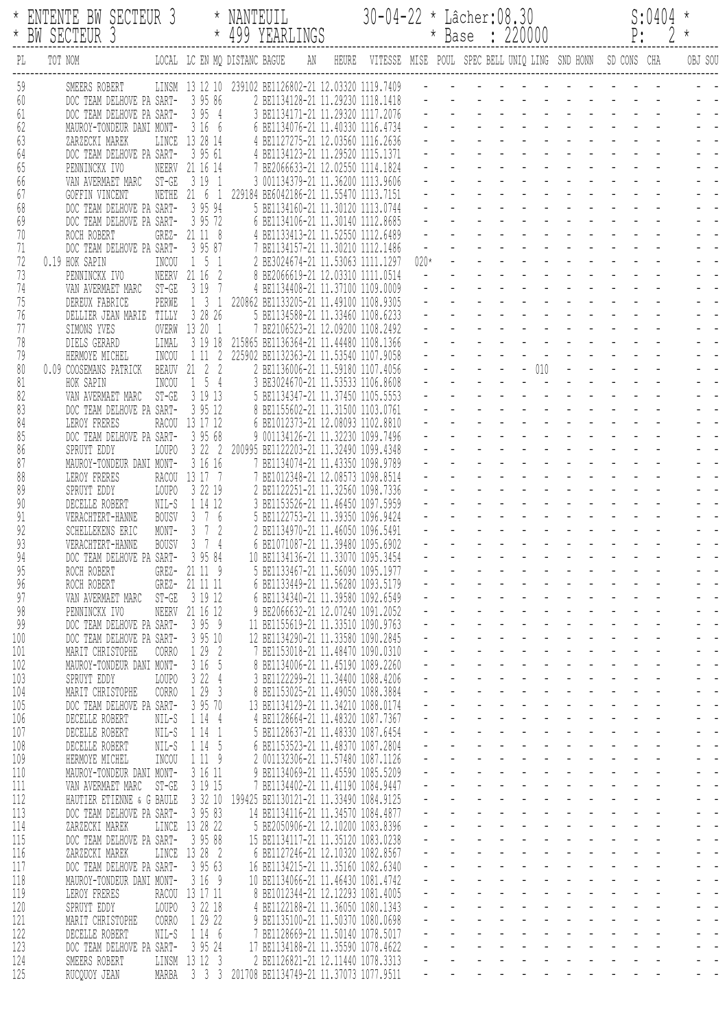\* ENTENTE BW SECTEUR 3 \* NANTEUIL 30-04-22 \* Lâcher:08.30 S:0404 \*
\* BW SECTEUR 3 \* 499 YEARLINGS \* Base : 220000 P: 2 \*

| PL | TOT | NOM | LOCAL | LC | EN | MQ | DISTANC | BAGUE | AN | HEURE | VITESSE | MISE | POUL | SPEC | BELL | UNIQ | LING | SND | HONN | SD | CONS | CHA | OBJ | SOU |
|---|---|---|---|---|---|---|---|---|---|---|---|---|---|---|---|---|---|---|---|---|---|---|---|---|
| 59 | | SMEERS ROBERT | LINSM | 13 | 12 | 10 | 239102 | BE1126802-21 | | 12.03320 | 1119.7409 | - | - | - | - | - | - | - | - | - | - | - | - | - |
| 60 | | DOC TEAM DELHOVE PA | SART- | 3 | 95 | 86 | 2 | BE1134128-21 | | 11.29230 | 1118.1418 | - | - | - | - | - | - | - | - | - | - | - | - | - |
| 61 | | DOC TEAM DELHOVE PA | SART- | 3 | 95 | 4 | 3 | BE1134171-21 | | 11.29320 | 1117.2076 | - | - | - | - | - | - | - | - | - | - | - | - | - |
| 62 | | MAUROY-TONDEUR DANI | MONT- | 3 | 16 | 6 | 6 | BE1134076-21 | | 11.40330 | 1116.4734 | - | - | - | - | - | - | - | - | - | - | - | - | - |
| 63 | | ZARZECKI MAREK | LINCE | 13 | 28 | 14 | 4 | BE1127275-21 | | 12.03560 | 1116.2636 | - | - | - | - | - | - | - | - | - | - | - | - | - |
| 64 | | DOC TEAM DELHOVE PA | SART- | 3 | 95 | 61 | 4 | BE1134123-21 | | 11.29520 | 1115.1371 | - | - | - | - | - | - | - | - | - | - | - | - | - |
| 65 | | PENNINCKX IVO | NEERV | 21 | 16 | 14 | 7 | BE2066633-21 | | 12.02550 | 1114.1824 | - | - | - | - | - | - | - | - | - | - | - | - | - |
| 66 | | VAN AVERMAET MARC | ST-GE | 3 | 19 | 1 | 3 | 001134379-21 | | 11.36200 | 1113.9606 | - | - | - | - | - | - | - | - | - | - | - | - | - |
| 67 | | GOFFIN VINCENT | NETHE | 21 | 6 | 1 | 229184 | BE6042186-21 | | 11.55470 | 1113.7151 | - | - | - | - | - | - | - | - | - | - | - | - | - |
| 68 | | DOC TEAM DELHOVE PA | SART- | 3 | 95 | 94 | 5 | BE1134160-21 | | 11.30120 | 1113.0744 | - | - | - | - | - | - | - | - | - | - | - | - | - |
| 69 | | DOC TEAM DELHOVE PA | SART- | 3 | 95 | 72 | 6 | BE1134106-21 | | 11.30140 | 1112.8685 | - | - | - | - | - | - | - | - | - | - | - | - | - |
| 70 | | ROCH ROBERT | GREZ- | 21 | 11 | 8 | 4 | BE1133413-21 | | 11.52550 | 1112.6489 | - | - | - | - | - | - | - | - | - | - | - | - | - |
| 71 | | DOC TEAM DELHOVE PA | SART- | 3 | 95 | 87 | 7 | BE1134157-21 | | 11.30210 | 1112.1486 | - | - | - | - | - | - | - | - | - | - | - | - | - |
| 72 | 0.19 | HOK SAPIN | INCOU | 1 | 5 | 1 | 2 | BE3024674-21 | | 11.53063 | 1111.1297 | 020* | - | - | - | - | - | - | - | - | - | - | - | - |
| 73 | | PENNINCKX IVO | NEERV | 21 | 16 | 2 | 8 | BE2066619-21 | | 12.03310 | 1111.0514 | - | - | - | - | - | - | - | - | - | - | - | - | - |
| 74 | | VAN AVERMAET MARC | ST-GE | 3 | 19 | 7 | 4 | BE1134408-21 | | 11.37100 | 1109.0009 | - | - | - | - | - | - | - | - | - | - | - | - | - |
| 75 | | DEREUX FABRICE | PERWE | 1 | 3 | 1 | 220862 | BE1133205-21 | | 11.49100 | 1108.9305 | - | - | - | - | - | - | - | - | - | - | - | - | - |
| 76 | | DELLIER JEAN MARIE | TILLY | 3 | 28 | 26 | 5 | BE1134588-21 | | 11.33460 | 1108.6233 | - | - | - | - | - | - | - | - | - | - | - | - | - |
| 77 | | SIMONS YVES | OVERW | 13 | 20 | 1 | 7 | BE2106523-21 | | 12.09200 | 1108.2492 | - | - | - | - | - | - | - | - | - | - | - | - | - |
| 78 | | DIELS GERARD | LIMAL | 3 | 19 | 18 | 215865 | BE1136364-21 | | 11.44480 | 1108.1366 | - | - | - | - | - | - | - | - | - | - | - | - | - |
| 79 | | HERMOYE MICHEL | INCOU | 1 | 11 | 2 | 225902 | BE1132363-21 | | 11.53540 | 1107.9058 | - | - | - | - | - | - | - | - | - | - | - | - | - |
| 80 | 0.09 | COOSEMANS PATRICK | BEAUV | 21 | 2 | 2 | 2 | BE1136006-21 | | 11.59180 | 1107.4056 | - | - | - | - | - | 010 | - | - | - | - | - | - | - |
| 81 | | HOK SAPIN | INCOU | 1 | 5 | 4 | 3 | BE3024670-21 | | 11.53533 | 1106.8608 | - | - | - | - | - | - | - | - | - | - | - | - | - |
| 82 | | VAN AVERMAET MARC | ST-GE | 3 | 19 | 13 | 5 | BE1134347-21 | | 11.37450 | 1105.5553 | - | - | - | - | - | - | - | - | - | - | - | - | - |
| 83 | | DOC TEAM DELHOVE PA | SART- | 3 | 95 | 12 | 8 | BE1155602-21 | | 11.31500 | 1103.0761 | - | - | - | - | - | - | - | - | - | - | - | - | - |
| 84 | | LEROY FRERES | RACOU | 13 | 17 | 12 | 6 | BE1012373-21 | | 12.08093 | 1102.8810 | - | - | - | - | - | - | - | - | - | - | - | - | - |
| 85 | | DOC TEAM DELHOVE PA | SART- | 3 | 95 | 68 | 9 | 001134126-21 | | 11.32230 | 1099.7496 | - | - | - | - | - | - | - | - | - | - | - | - | - |
| 86 | | SPRUYT EDDY | LOUPO | 3 | 22 | 2 | 200995 | BE1122203-21 | | 11.32490 | 1099.4348 | - | - | - | - | - | - | - | - | - | - | - | - | - |
| 87 | | MAUROY-TONDEUR DANI | MONT- | 3 | 16 | 16 | 7 | BE1134074-21 | | 11.43350 | 1098.9789 | - | - | - | - | - | - | - | - | - | - | - | - | - |
| 88 | | LEROY FRERES | RACOU | 13 | 17 | 7 | 7 | BE1012348-21 | | 12.08573 | 1098.8514 | - | - | - | - | - | - | - | - | - | - | - | - | - |
| 89 | | SPRUYT EDDY | LOUPO | 3 | 22 | 19 | 2 | BE1122251-21 | | 11.32560 | 1098.7336 | - | - | - | - | - | - | - | - | - | - | - | - | - |
| 90 | | DECELLE ROBERT | NIL-S | 1 | 14 | 12 | 3 | BE1153526-21 | | 11.46450 | 1097.5959 | - | - | - | - | - | - | - | - | - | - | - | - | - |
| 91 | | VERACHTERT-HANNE | BOUSV | 3 | 7 | 6 | 5 | BE1122753-21 | | 11.39350 | 1096.9424 | - | - | - | - | - | - | - | - | - | - | - | - | - |
| 92 | | SCHELLEKENS ERIC | MONT- | 3 | 7 | 2 | 2 | BE1134970-21 | | 11.46050 | 1096.5491 | - | - | - | - | - | - | - | - | - | - | - | - | - |
| 93 | | VERACHTERT-HANNE | BOUSV | 3 | 7 | 4 | 6 | BE1071087-21 | | 11.39480 | 1095.6902 | - | - | - | - | - | - | - | - | - | - | - | - | - |
| 94 | | DOC TEAM DELHOVE PA | SART- | 3 | 95 | 84 | 10 | BE1134136-21 | | 11.33070 | 1095.3454 | - | - | - | - | - | - | - | - | - | - | - | - | - |
| 95 | | ROCH ROBERT | GREZ- | 21 | 11 | 9 | 5 | BE1133467-21 | | 11.56090 | 1095.1977 | - | - | - | - | - | - | - | - | - | - | - | - | - |
| 96 | | ROCH ROBERT | GREZ- | 21 | 11 | 11 | 6 | BE1133449-21 | | 11.56280 | 1093.5179 | - | - | - | - | - | - | - | - | - | - | - | - | - |
| 97 | | VAN AVERMAET MARC | ST-GE | 3 | 19 | 12 | 6 | BE1134340-21 | | 11.39580 | 1092.6549 | - | - | - | - | - | - | - | - | - | - | - | - | - |
| 98 | | PENNINCKX IVO | NEERV | 21 | 16 | 12 | 9 | BE2066632-21 | | 12.07240 | 1091.2052 | - | - | - | - | - | - | - | - | - | - | - | - | - |
| 99 | | DOC TEAM DELHOVE PA | SART- | 3 | 95 | 9 | 11 | BE1155619-21 | | 11.33510 | 1090.9763 | - | - | - | - | - | - | - | - | - | - | - | - | - |
| 100 | | DOC TEAM DELHOVE PA | SART- | 3 | 95 | 10 | 12 | BE1134290-21 | | 11.33580 | 1090.2845 | - | - | - | - | - | - | - | - | - | - | - | - | - |
| 101 | | MARIT CHRISTOPHE | CORRO | 1 | 29 | 2 | 7 | BE1153018-21 | | 11.48470 | 1090.0310 | - | - | - | - | - | - | - | - | - | - | - | - | - |
| 102 | | MAUROY-TONDEUR DANI | MONT- | 3 | 16 | 5 | 8 | BE1134006-21 | | 11.45190 | 1089.2260 | - | - | - | - | - | - | - | - | - | - | - | - | - |
| 103 | | SPRUYT EDDY | LOUPO | 3 | 22 | 4 | 3 | BE1122299-21 | | 11.34400 | 1088.4206 | - | - | - | - | - | - | - | - | - | - | - | - | - |
| 104 | | MARIT CHRISTOPHE | CORRO | 1 | 29 | 3 | 8 | BE1153025-21 | | 11.49050 | 1088.3884 | - | - | - | - | - | - | - | - | - | - | - | - | - |
| 105 | | DOC TEAM DELHOVE PA | SART- | 3 | 95 | 70 | 13 | BE1134129-21 | | 11.34210 | 1088.0174 | - | - | - | - | - | - | - | - | - | - | - | - | - |
| 106 | | DECELLE ROBERT | NIL-S | 1 | 14 | 4 | 4 | BE1128664-21 | | 11.48320 | 1087.7367 | - | - | - | - | - | - | - | - | - | - | - | - | - |
| 107 | | DECELLE ROBERT | NIL-S | 1 | 14 | 1 | 5 | BE1128637-21 | | 11.48330 | 1087.6454 | - | - | - | - | - | - | - | - | - | - | - | - | - |
| 108 | | DECELLE ROBERT | NIL-S | 1 | 14 | 5 | 6 | BE1153523-21 | | 11.48370 | 1087.2804 | - | - | - | - | - | - | - | - | - | - | - | - | - |
| 109 | | HERMOYE MICHEL | INCOU | 1 | 11 | 9 | 2 | 001132306-21 | | 11.57480 | 1087.1126 | - | - | - | - | - | - | - | - | - | - | - | - | - |
| 110 | | MAUROY-TONDEUR DANI | MONT- | 3 | 16 | 11 | 9 | BE1134069-21 | | 11.45590 | 1085.5209 | - | - | - | - | - | - | - | - | - | - | - | - | - |
| 111 | | VAN AVERMAET MARC | ST-GE | 3 | 19 | 15 | 7 | BE1134402-21 | | 11.41190 | 1084.9447 | - | - | - | - | - | - | - | - | - | - | - | - | - |
| 112 | | HAUTIER ETIENNE & G | BAULE | 3 | 32 | 10 | 199425 | BE1130121-21 | | 11.33490 | 1084.9125 | - | - | - | - | - | - | - | - | - | - | - | - | - |
| 113 | | DOC TEAM DELHOVE PA | SART- | 3 | 95 | 83 | 14 | BE1134116-21 | | 11.34570 | 1084.4877 | - | - | - | - | - | - | - | - | - | - | - | - | - |
| 114 | | ZARZECKI MAREK | LINCE | 13 | 28 | 22 | 5 | BE2050906-21 | | 12.10200 | 1083.8396 | - | - | - | - | - | - | - | - | - | - | - | - | - |
| 115 | | DOC TEAM DELHOVE PA | SART- | 3 | 95 | 88 | 15 | BE1134117-21 | | 11.35120 | 1083.0238 | - | - | - | - | - | - | - | - | - | - | - | - | - |
| 116 | | ZARZECKI MAREK | LINCE | 13 | 28 | 2 | 6 | BE1127246-21 | | 12.10320 | 1082.8567 | - | - | - | - | - | - | - | - | - | - | - | - | - |
| 117 | | DOC TEAM DELHOVE PA | SART- | 3 | 95 | 63 | 16 | BE1134215-21 | | 11.35160 | 1082.6340 | - | - | - | - | - | - | - | - | - | - | - | - | - |
| 118 | | MAUROY-TONDEUR DANI | MONT- | 3 | 16 | 9 | 10 | BE1134066-21 | | 11.46430 | 1081.4742 | - | - | - | - | - | - | - | - | - | - | - | - | - |
| 119 | | LEROY FRERES | RACOU | 13 | 17 | 11 | 8 | BE1012344-21 | | 12.12293 | 1081.4005 | - | - | - | - | - | - | - | - | - | - | - | - | - |
| 120 | | SPRUYT EDDY | LOUPO | 3 | 22 | 18 | 4 | BE1122188-21 | | 11.36050 | 1080.1343 | - | - | - | - | - | - | - | - | - | - | - | - | - |
| 121 | | MARIT CHRISTOPHE | CORRO | 1 | 29 | 22 | 9 | BE1135100-21 | | 11.50370 | 1080.0698 | - | - | - | - | - | - | - | - | - | - | - | - | - |
| 122 | | DECELLE ROBERT | NIL-S | 1 | 14 | 6 | 7 | BE1128669-21 | | 11.50140 | 1078.5017 | - | - | - | - | - | - | - | - | - | - | - | - | - |
| 123 | | DOC TEAM DELHOVE PA | SART- | 3 | 95 | 24 | 17 | BE1134188-21 | | 11.35590 | 1078.4622 | - | - | - | - | - | - | - | - | - | - | - | - | - |
| 124 | | SMEERS ROBERT | LINSM | 13 | 12 | 3 | 2 | BE1126821-21 | | 12.11440 | 1078.3313 | - | - | - | - | - | - | - | - | - | - | - | - | - |
| 125 | | RUCQUOY JEAN | MARBA | 3 | 3 | 3 | 201708 | BE1134749-21 | | 11.37073 | 1077.9511 | - | - | - | - | - | - | - | - | - | - | - | - | - |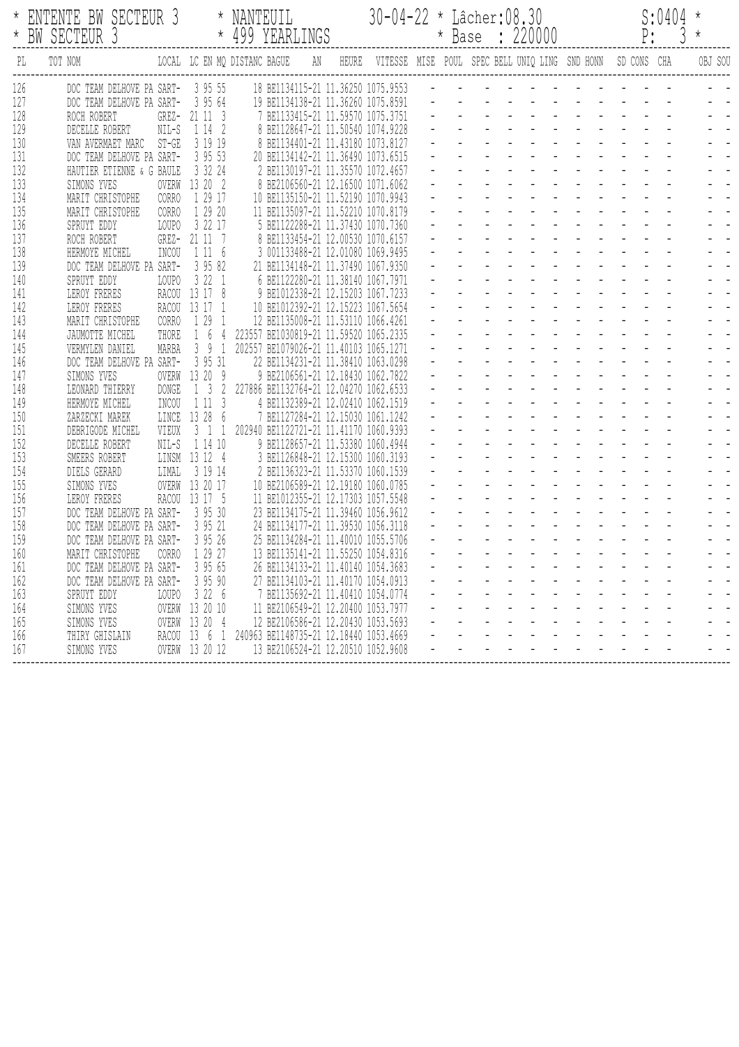| * ENTENTE BW SECTEUR 3 | * NANTEUIL | 30-04-22 * Lâcher:08.30 | S:0404 * |
|---|---|---|---|
| * BW SECTEUR 3 | * 499 YEARLINGS | * Base : 220000 | P: 3 * |

| PL | TOT NOM | LOCAL | LC | EN | MQ | DISTANC | BAGUE | AN | HEURE | VITESSE | MISE | POUL | SPEC | BELL | UNIQ | LING | SND | HONN | SD | CONS | CHA | OBJ | SOU |
|---|---|---|---|---|---|---|---|---|---|---|---|---|---|---|---|---|---|---|---|---|---|---|---|
| 126 | DOC TEAM DELHOVE PA | SART- | 3 | 95 | 55 | 18 | BE1134115-21 | | 11.36250 | 1075.9553 | - | - | - | - | - | - | - | - | - | - | - | - | - |
| 127 | DOC TEAM DELHOVE PA | SART- | 3 | 95 | 64 | 19 | BE1134138-21 | | 11.36260 | 1075.8591 | - | - | - | - | - | - | - | - | - | - | - | - | - |
| 128 | ROCH ROBERT | GREZ- | 21 | 11 | 3 | 7 | BE1133415-21 | | 11.59570 | 1075.3751 | - | - | - | - | - | - | - | - | - | - | - | - | - |
| 129 | DECELLE ROBERT | NIL-S | 1 | 14 | 2 | 8 | BE1128647-21 | | 11.50540 | 1074.9228 | - | - | - | - | - | - | - | - | - | - | - | - | - |
| 130 | VAN AVERMAET MARC | ST-GE | 3 | 19 | 19 | 8 | BE1134401-21 | | 11.43180 | 1073.8127 | - | - | - | - | - | - | - | - | - | - | - | - | - |
| 131 | DOC TEAM DELHOVE PA | SART- | 3 | 95 | 53 | 20 | BE1134142-21 | | 11.36490 | 1073.6515 | - | - | - | - | - | - | - | - | - | - | - | - | - |
| 132 | HAUTIER ETIENNE & G | BAULE | 3 | 32 | 24 | 2 | BE1130197-21 | | 11.35570 | 1072.4657 | - | - | - | - | - | - | - | - | - | - | - | - | - |
| 133 | SIMONS YVES | OVERW | 13 | 20 | 2 | 8 | BE2106560-21 | | 12.16500 | 1071.6062 | - | - | - | - | - | - | - | - | - | - | - | - | - |
| 134 | MARIT CHRISTOPHE | CORRO | 1 | 29 | 17 | 10 | BE1135150-21 | | 11.52190 | 1070.9943 | - | - | - | - | - | - | - | - | - | - | - | - | - |
| 135 | MARIT CHRISTOPHE | CORRO | 1 | 29 | 20 | 11 | BE1135097-21 | | 11.52210 | 1070.8179 | - | - | - | - | - | - | - | - | - | - | - | - | - |
| 136 | SPRUYT EDDY | LOUPO | 3 | 22 | 17 | 5 | BE1122288-21 | | 11.37430 | 1070.7360 | - | - | - | - | - | - | - | - | - | - | - | - | - |
| 137 | ROCH ROBERT | GREZ- | 21 | 11 | 7 | 8 | BE1133454-21 | | 12.00530 | 1070.6157 | - | - | - | - | - | - | - | - | - | - | - | - | - |
| 138 | HERMOYE MICHEL | INCOU | 1 | 11 | 6 | 3 | 001133488-21 | | 12.01080 | 1069.9495 | - | - | - | - | - | - | - | - | - | - | - | - | - |
| 139 | DOC TEAM DELHOVE PA | SART- | 3 | 95 | 82 | 21 | BE1134148-21 | | 11.37490 | 1067.9350 | - | - | - | - | - | - | - | - | - | - | - | - | - |
| 140 | SPRUYT EDDY | LOUPO | 3 | 22 | 1 | 6 | BE1122280-21 | | 11.38140 | 1067.7971 | - | - | - | - | - | - | - | - | - | - | - | - | - |
| 141 | LEROY FRERES | RACOU | 13 | 17 | 8 | 9 | BE1012338-21 | | 12.15203 | 1067.7233 | - | - | - | - | - | - | - | - | - | - | - | - | - |
| 142 | LEROY FRERES | RACOU | 13 | 17 | 1 | 10 | BE1012392-21 | | 12.15223 | 1067.5654 | - | - | - | - | - | - | - | - | - | - | - | - | - |
| 143 | MARIT CHRISTOPHE | CORRO | 1 | 29 | 1 | 12 | BE1135008-21 | | 11.53110 | 1066.4261 | - | - | - | - | - | - | - | - | - | - | - | - | - |
| 144 | JAUMOTTE MICHEL | THORE | 1 | 6 | 4 | 223557 | BE1030819-21 | | 11.59520 | 1065.2335 | - | - | - | - | - | - | - | - | - | - | - | - | - |
| 145 | VERMYLEN DANIEL | MARBA | 3 | 9 | 1 | 202557 | BE1079026-21 | | 11.40103 | 1065.1271 | - | - | - | - | - | - | - | - | - | - | - | - | - |
| 146 | DOC TEAM DELHOVE PA | SART- | 3 | 95 | 31 | 22 | BE1134231-21 | | 11.38410 | 1063.0298 | - | - | - | - | - | - | - | - | - | - | - | - | - |
| 147 | SIMONS YVES | OVERW | 13 | 20 | 9 | 9 | BE2106561-21 | | 12.18430 | 1062.7822 | - | - | - | - | - | - | - | - | - | - | - | - | - |
| 148 | LEONARD THIERRY | DONGE | 1 | 3 | 2 | 227886 | BE1132764-21 | | 12.04270 | 1062.6533 | - | - | - | - | - | - | - | - | - | - | - | - | - |
| 149 | HERMOYE MICHEL | INCOU | 1 | 11 | 3 | 4 | BE1132389-21 | | 12.02410 | 1062.1519 | - | - | - | - | - | - | - | - | - | - | - | - | - |
| 150 | ZARZECKI MAREK | LINCE | 13 | 28 | 6 | 7 | BE1127284-21 | | 12.15030 | 1061.1242 | - | - | - | - | - | - | - | - | - | - | - | - | - |
| 151 | DEBRIGODE MICHEL | VIEUX | 3 | 1 | 1 | 202940 | BE1122721-21 | | 11.41170 | 1060.9393 | - | - | - | - | - | - | - | - | - | - | - | - | - |
| 152 | DECELLE ROBERT | NIL-S | 1 | 14 | 10 | 9 | BE1128657-21 | | 11.53380 | 1060.4944 | - | - | - | - | - | - | - | - | - | - | - | - | - |
| 153 | SMEERS ROBERT | LINSM | 13 | 12 | 4 | 3 | BE1126848-21 | | 12.15300 | 1060.3193 | - | - | - | - | - | - | - | - | - | - | - | - | - |
| 154 | DIELS GERARD | LIMAL | 3 | 19 | 14 | 2 | BE1136323-21 | | 11.53370 | 1060.1539 | - | - | - | - | - | - | - | - | - | - | - | - | - |
| 155 | SIMONS YVES | OVERW | 13 | 20 | 17 | 10 | BE2106589-21 | | 12.19180 | 1060.0785 | - | - | - | - | - | - | - | - | - | - | - | - | - |
| 156 | LEROY FRERES | RACOU | 13 | 17 | 5 | 11 | BE1012355-21 | | 12.17303 | 1057.5548 | - | - | - | - | - | - | - | - | - | - | - | - | - |
| 157 | DOC TEAM DELHOVE PA | SART- | 3 | 95 | 30 | 23 | BE1134175-21 | | 11.39460 | 1056.9612 | - | - | - | - | - | - | - | - | - | - | - | - | - |
| 158 | DOC TEAM DELHOVE PA | SART- | 3 | 95 | 21 | 24 | BE1134177-21 | | 11.39530 | 1056.3118 | - | - | - | - | - | - | - | - | - | - | - | - | - |
| 159 | DOC TEAM DELHOVE PA | SART- | 3 | 95 | 26 | 25 | BE1134284-21 | | 11.40010 | 1055.5706 | - | - | - | - | - | - | - | - | - | - | - | - | - |
| 160 | MARIT CHRISTOPHE | CORRO | 1 | 29 | 27 | 13 | BE1135141-21 | | 11.55250 | 1054.8316 | - | - | - | - | - | - | - | - | - | - | - | - | - |
| 161 | DOC TEAM DELHOVE PA | SART- | 3 | 95 | 65 | 26 | BE1134133-21 | | 11.40140 | 1054.3683 | - | - | - | - | - | - | - | - | - | - | - | - | - |
| 162 | DOC TEAM DELHOVE PA | SART- | 3 | 95 | 90 | 27 | BE1134103-21 | | 11.40170 | 1054.0913 | - | - | - | - | - | - | - | - | - | - | - | - | - |
| 163 | SPRUYT EDDY | LOUPO | 3 | 22 | 6 | 7 | BE1135692-21 | | 11.40410 | 1054.0774 | - | - | - | - | - | - | - | - | - | - | - | - | - |
| 164 | SIMONS YVES | OVERW | 13 | 20 | 10 | 11 | BE2106549-21 | | 12.20400 | 1053.7977 | - | - | - | - | - | - | - | - | - | - | - | - | - |
| 165 | SIMONS YVES | OVERW | 13 | 20 | 4 | 12 | BE2106586-21 | | 12.20430 | 1053.5693 | - | - | - | - | - | - | - | - | - | - | - | - | - |
| 166 | THIRY GHISLAIN | RACOU | 13 | 6 | 1 | 240963 | BE1148735-21 | | 12.18440 | 1053.4669 | - | - | - | - | - | - | - | - | - | - | - | - | - |
| 167 | SIMONS YVES | OVERW | 13 | 20 | 12 | 13 | BE2106524-21 | | 12.20510 | 1052.9608 | - | - | - | - | - | - | - | - | - | - | - | - | - |